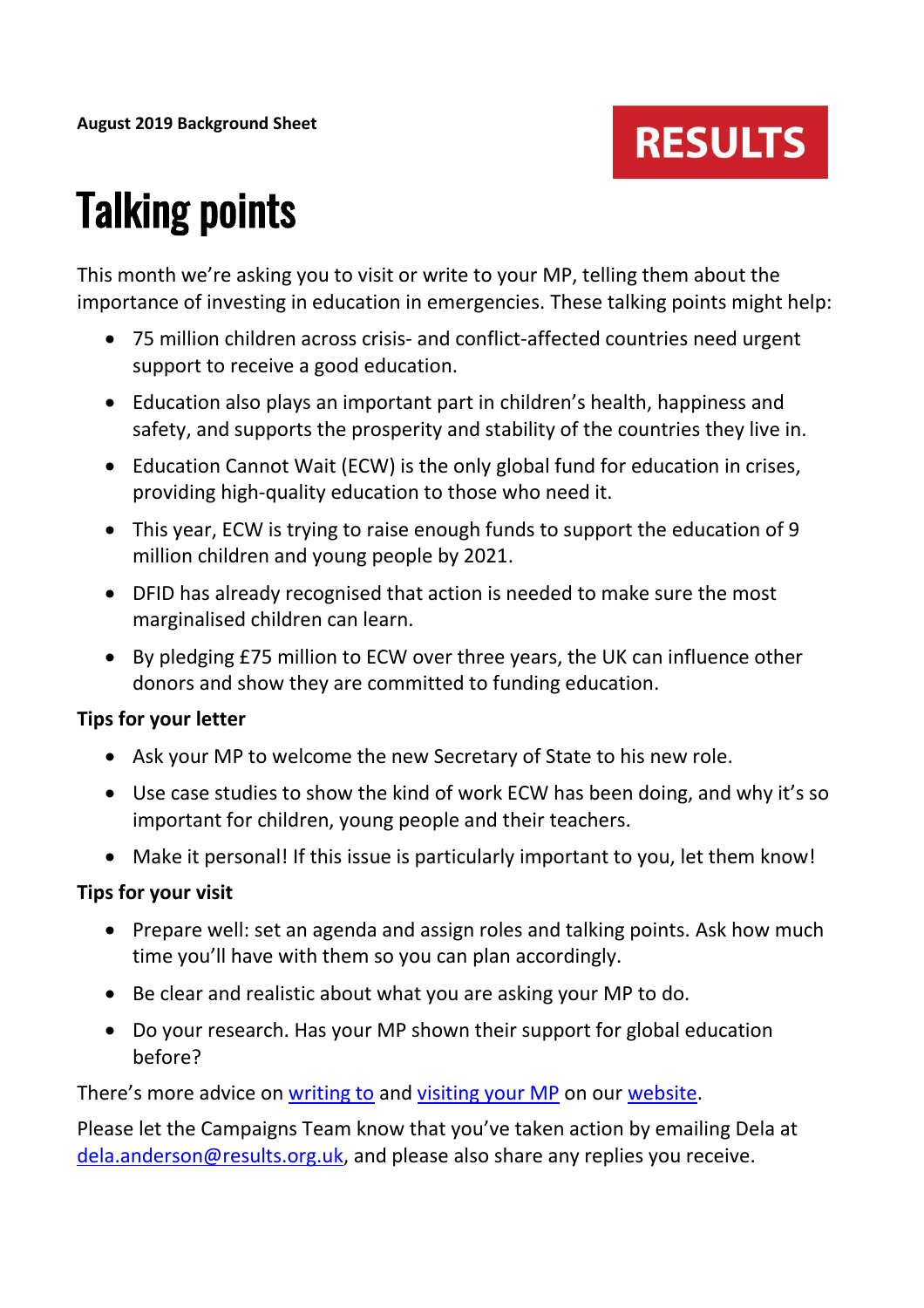**August 2019 Background Sheet**

RESULTS

# Talking points

This month we're asking you to visit or write to your MP, telling them about the importance of investing in education in emergencies. These talking points might help:

- 75 million children across crisis- and conflict-affected countries need urgent support to receive a good education.
- Education also plays an important part in children's health, happiness and safety, and supports the prosperity and stability of the countries they live in.
- Education Cannot Wait (ECW) is the only global fund for education in crises, providing high-quality education to those who need it.
- This year, ECW is trying to raise enough funds to support the education of 9 million children and young people by 2021.
- DFID has already recognised that action is needed to make sure the most marginalised children can learn.
- By pledging £75 million to ECW over three years, the UK can influence other donors and show they are committed to funding education.

**Tips for your letter**

- Ask your MP to welcome the new Secretary of State to his new role.
- Use case studies to show the kind of work ECW has been doing, and why it's so important for children, young people and their teachers.
- Make it personal! If this issue is particularly important to you, let them know!

**Tips for your visit**

- Prepare well: set an agenda and assign roles and talking points. Ask how much time you'll have with them so you can plan accordingly.
- Be clear and realistic about what you are asking your MP to do.
- Do your research. Has your MP shown their support for global education before?

There's more advice on writing to and visiting your MP on our website.

Please let the Campaigns Team know that you've taken action by emailing Dela at dela.anderson@results.org.uk, and please also share any replies you receive.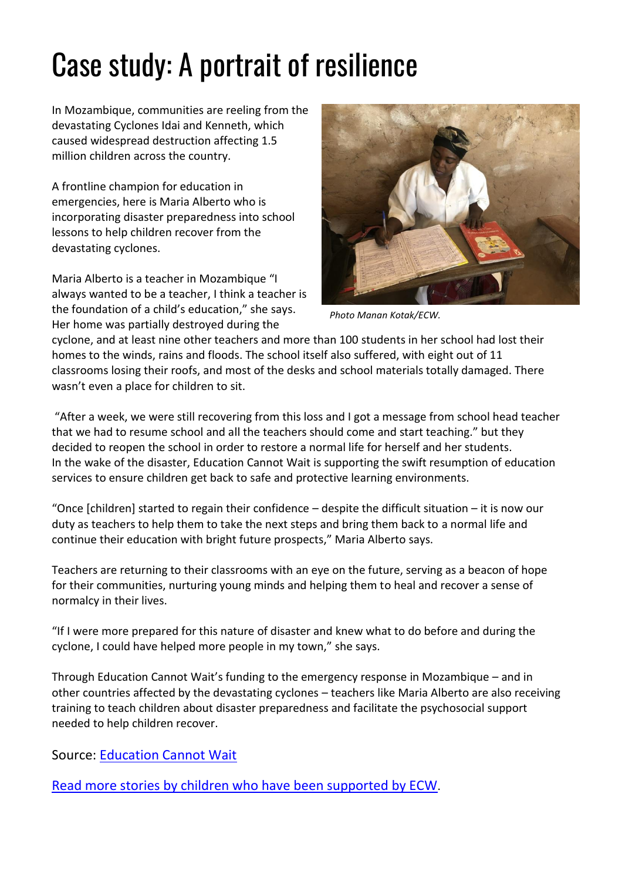# Case study: A portrait of resilience

In Mozambique, communities are reeling from the devastating Cyclones Idai and Kenneth, which caused widespread destruction affecting 1.5 million children across the country.

A frontline champion for education in emergencies, here is Maria Alberto who is incorporating disaster preparedness into school lessons to help children recover from the devastating cyclones.

*Photo Manan Kotak/ECW.*

Maria Alberto is a teacher in Mozambique "I always wanted to be a teacher, I think a teacher is the foundation of a child's education," she says. Her home was partially destroyed during the cyclone, and at least nine other teachers and more than 100 students in her school had lost their homes to the winds, rains and floods. The school itself also suffered, with eight out of 11 classrooms losing their roofs, and most of the desks and school materials totally damaged. There wasn't even a place for children to sit.

"After a week, we were still recovering from this loss and I got a message from school head teacher that we had to resume school and all the teachers should come and start teaching." but they decided to reopen the school in order to restore a normal life for herself and her students. In the wake of the disaster, Education Cannot Wait is supporting the swift resumption of education services to ensure children get back to safe and protective learning environments.

"Once [children] started to regain their confidence – despite the difficult situation – it is now our duty as teachers to help them to take the next steps and bring them back to a normal life and continue their education with bright future prospects," Maria Alberto says.

Teachers are returning to their classrooms with an eye on the future, serving as a beacon of hope for their communities, nurturing young minds and helping them to heal and recover a sense of normalcy in their lives.

"If I were more prepared for this nature of disaster and knew what to do before and during the cyclone, I could have helped more people in my town," she says.

Through Education Cannot Wait's funding to the emergency response in Mozambique – and in other countries affected by the devastating cyclones – teachers like Maria Alberto are also receiving training to teach children about disaster preparedness and facilitate the psychosocial support needed to help children recover.

Source: Education Cannot Wait

Read more stories by children who have been supported by ECW.